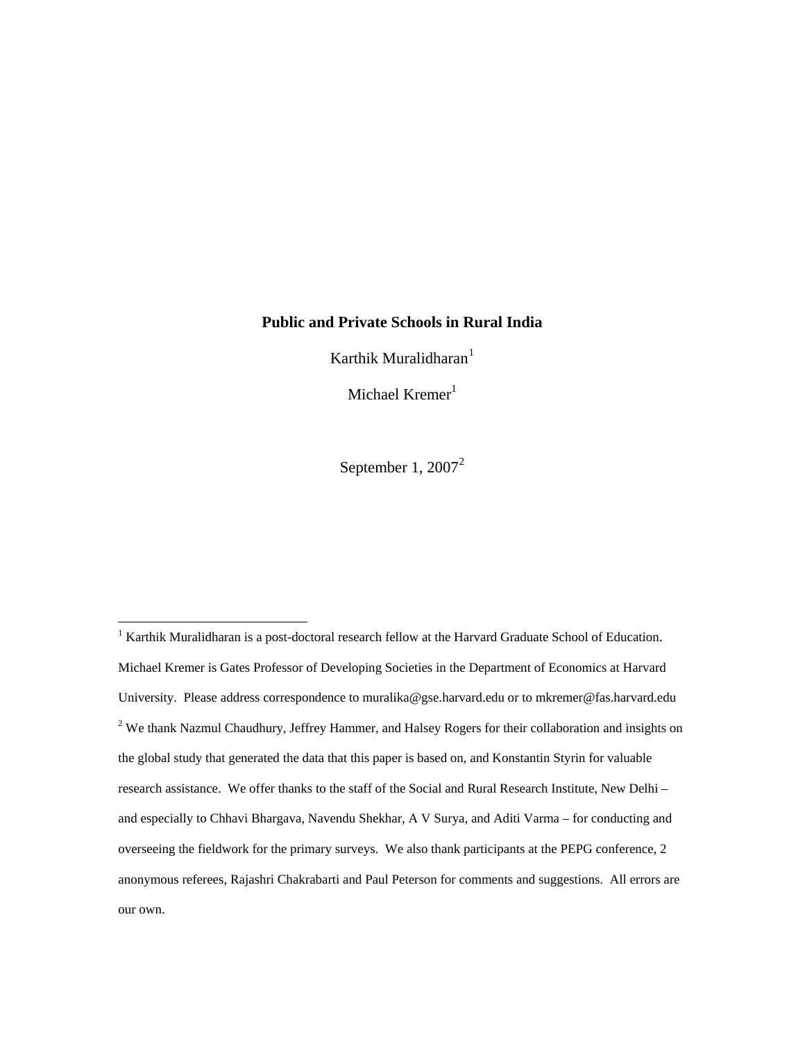# Public and Private Schools in Rural India

Karthik Muralidharan[1]

Michael Kremer[1]

September 1, 2007[2]

---

[1] Karthik Muralidharan is a post-doctoral research fellow at the Harvard Graduate School of Education. Michael Kremer is Gates Professor of Developing Societies in the Department of Economics at Harvard University. Please address correspondence to muralika@gse.harvard.edu or to mkremer@fas.harvard.edu

[2] We thank Nazmul Chaudhury, Jeffrey Hammer, and Halsey Rogers for their collaboration and insights on the global study that generated the data that this paper is based on, and Konstantin Styrin for valuable research assistance. We offer thanks to the staff of the Social and Rural Research Institute, New Delhi – and especially to Chhavi Bhargava, Navendu Shekhar, A V Surya, and Aditi Varma – for conducting and overseeing the fieldwork for the primary surveys. We also thank participants at the PEPG conference, 2 anonymous referees, Rajashri Chakrabarti and Paul Peterson for comments and suggestions. All errors are our own.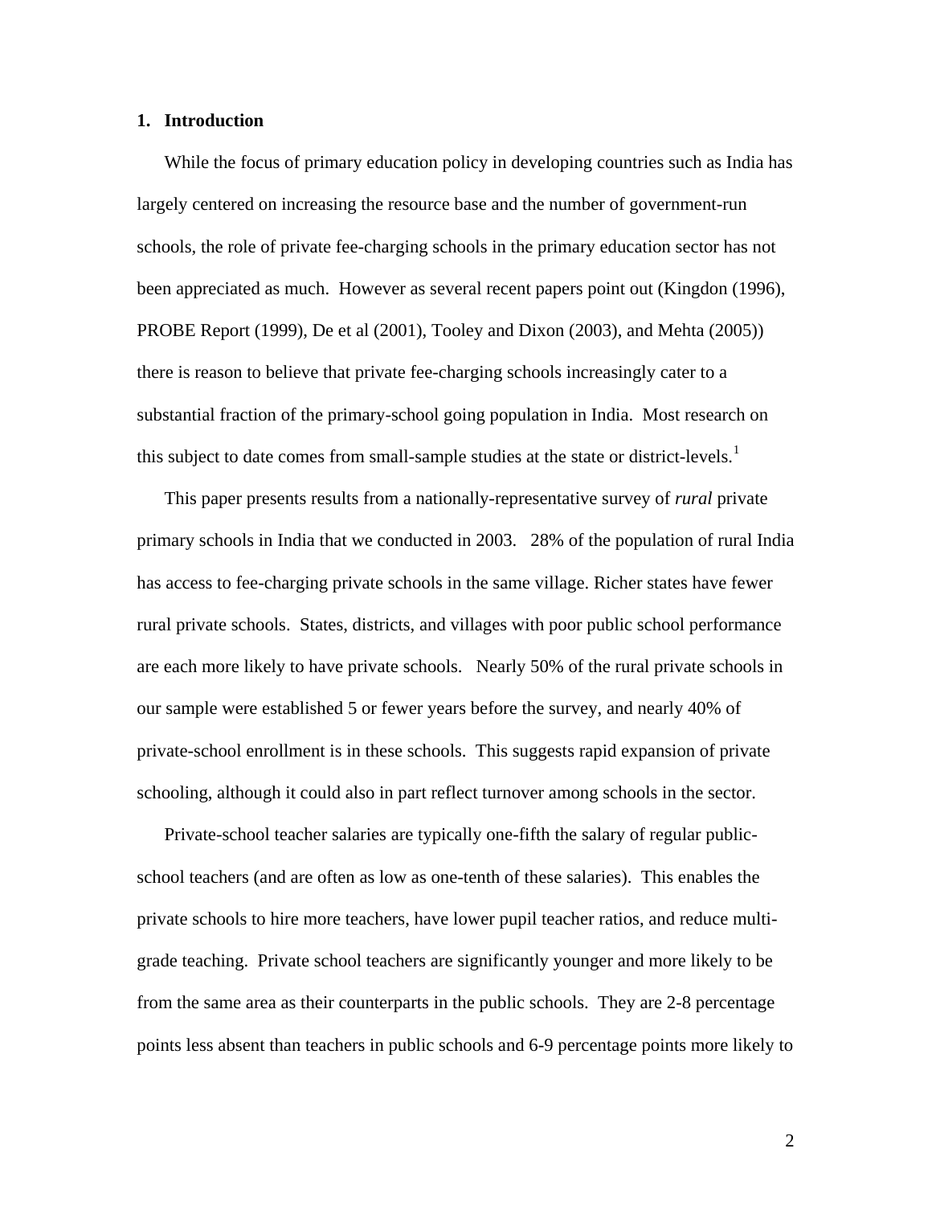## 1. Introduction

While the focus of primary education policy in developing countries such as India has largely centered on increasing the resource base and the number of government-run schools, the role of private fee-charging schools in the primary education sector has not been appreciated as much. However as several recent papers point out (Kingdon (1996), PROBE Report (1999), De et al (2001), Tooley and Dixon (2003), and Mehta (2005)) there is reason to believe that private fee-charging schools increasingly cater to a substantial fraction of the primary-school going population in India. Most research on this subject to date comes from small-sample studies at the state or district-levels.[1]

This paper presents results from a nationally-representative survey of *rural* private primary schools in India that we conducted in 2003. 28% of the population of rural India has access to fee-charging private schools in the same village. Richer states have fewer rural private schools. States, districts, and villages with poor public school performance are each more likely to have private schools. Nearly 50% of the rural private schools in our sample were established 5 or fewer years before the survey, and nearly 40% of private-school enrollment is in these schools. This suggests rapid expansion of private schooling, although it could also in part reflect turnover among schools in the sector.

Private-school teacher salaries are typically one-fifth the salary of regular public-school teachers (and are often as low as one-tenth of these salaries). This enables the private schools to hire more teachers, have lower pupil teacher ratios, and reduce multi-grade teaching. Private school teachers are significantly younger and more likely to be from the same area as their counterparts in the public schools. They are 2-8 percentage points less absent than teachers in public schools and 6-9 percentage points more likely to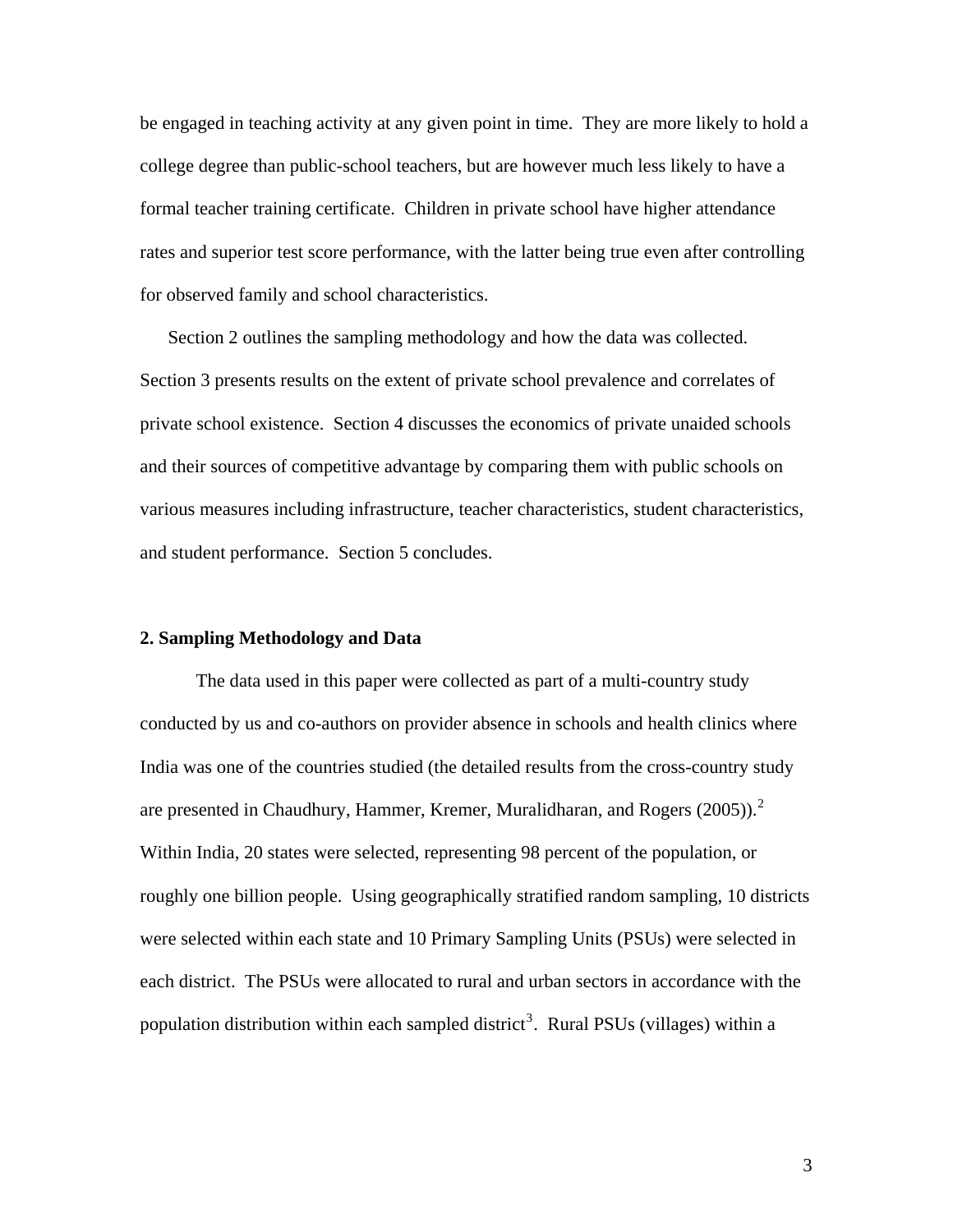be engaged in teaching activity at any given point in time. They are more likely to hold a college degree than public-school teachers, but are however much less likely to have a formal teacher training certificate. Children in private school have higher attendance rates and superior test score performance, with the latter being true even after controlling for observed family and school characteristics.

Section 2 outlines the sampling methodology and how the data was collected. Section 3 presents results on the extent of private school prevalence and correlates of private school existence. Section 4 discusses the economics of private unaided schools and their sources of competitive advantage by comparing them with public schools on various measures including infrastructure, teacher characteristics, student characteristics, and student performance. Section 5 concludes.

## 2. Sampling Methodology and Data

The data used in this paper were collected as part of a multi-country study conducted by us and co-authors on provider absence in schools and health clinics where India was one of the countries studied (the detailed results from the cross-country study are presented in Chaudhury, Hammer, Kremer, Muralidharan, and Rogers (2005)).[2] Within India, 20 states were selected, representing 98 percent of the population, or roughly one billion people. Using geographically stratified random sampling, 10 districts were selected within each state and 10 Primary Sampling Units (PSUs) were selected in each district. The PSUs were allocated to rural and urban sectors in accordance with the population distribution within each sampled district[3]. Rural PSUs (villages) within a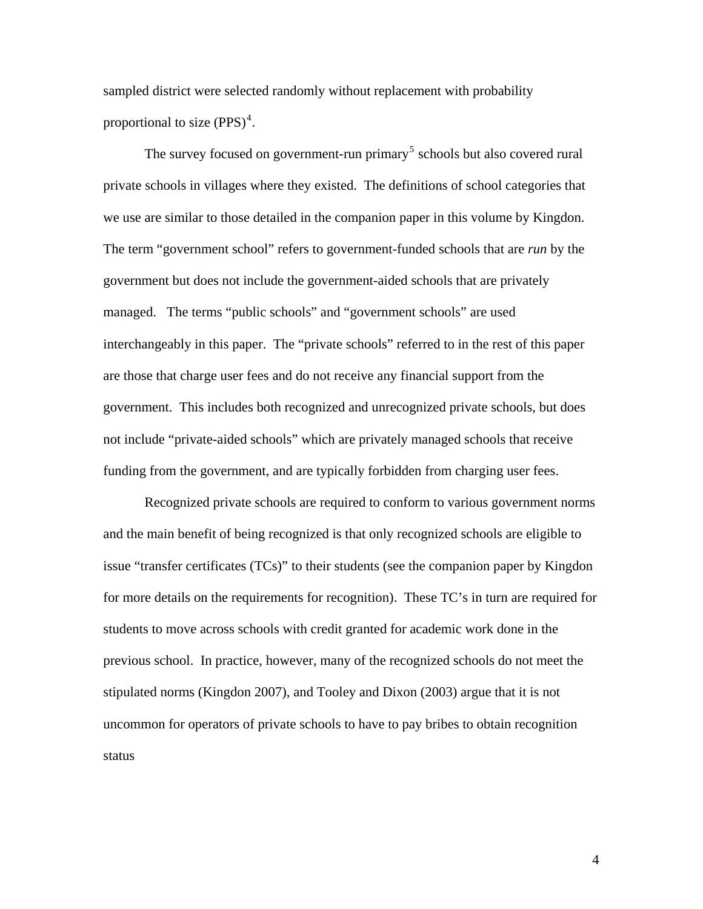sampled district were selected randomly without replacement with probability proportional to size (PPS)[4].

The survey focused on government-run primary[5] schools but also covered rural private schools in villages where they existed. The definitions of school categories that we use are similar to those detailed in the companion paper in this volume by Kingdon. The term "government school" refers to government-funded schools that are *run* by the government but does not include the government-aided schools that are privately managed. The terms "public schools" and "government schools" are used interchangeably in this paper. The "private schools" referred to in the rest of this paper are those that charge user fees and do not receive any financial support from the government. This includes both recognized and unrecognized private schools, but does not include "private-aided schools" which are privately managed schools that receive funding from the government, and are typically forbidden from charging user fees.

Recognized private schools are required to conform to various government norms and the main benefit of being recognized is that only recognized schools are eligible to issue "transfer certificates (TCs)" to their students (see the companion paper by Kingdon for more details on the requirements for recognition). These TC's in turn are required for students to move across schools with credit granted for academic work done in the previous school. In practice, however, many of the recognized schools do not meet the stipulated norms (Kingdon 2007), and Tooley and Dixon (2003) argue that it is not uncommon for operators of private schools to have to pay bribes to obtain recognition status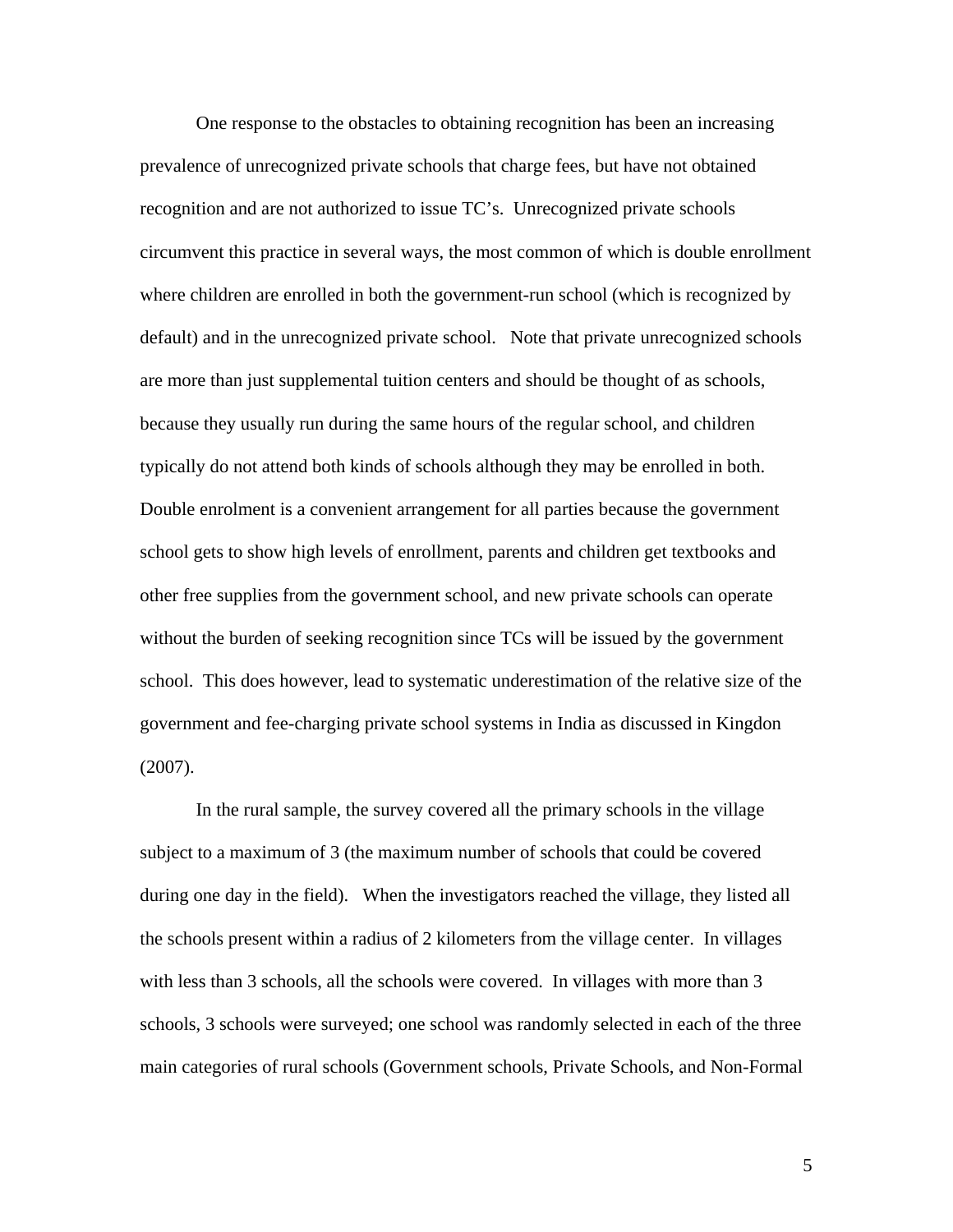One response to the obstacles to obtaining recognition has been an increasing prevalence of unrecognized private schools that charge fees, but have not obtained recognition and are not authorized to issue TC's. Unrecognized private schools circumvent this practice in several ways, the most common of which is double enrollment where children are enrolled in both the government-run school (which is recognized by default) and in the unrecognized private school. Note that private unrecognized schools are more than just supplemental tuition centers and should be thought of as schools, because they usually run during the same hours of the regular school, and children typically do not attend both kinds of schools although they may be enrolled in both. Double enrolment is a convenient arrangement for all parties because the government school gets to show high levels of enrollment, parents and children get textbooks and other free supplies from the government school, and new private schools can operate without the burden of seeking recognition since TCs will be issued by the government school. This does however, lead to systematic underestimation of the relative size of the government and fee-charging private school systems in India as discussed in Kingdon (2007).

In the rural sample, the survey covered all the primary schools in the village subject to a maximum of 3 (the maximum number of schools that could be covered during one day in the field). When the investigators reached the village, they listed all the schools present within a radius of 2 kilometers from the village center. In villages with less than 3 schools, all the schools were covered. In villages with more than 3 schools, 3 schools were surveyed; one school was randomly selected in each of the three main categories of rural schools (Government schools, Private Schools, and Non-Formal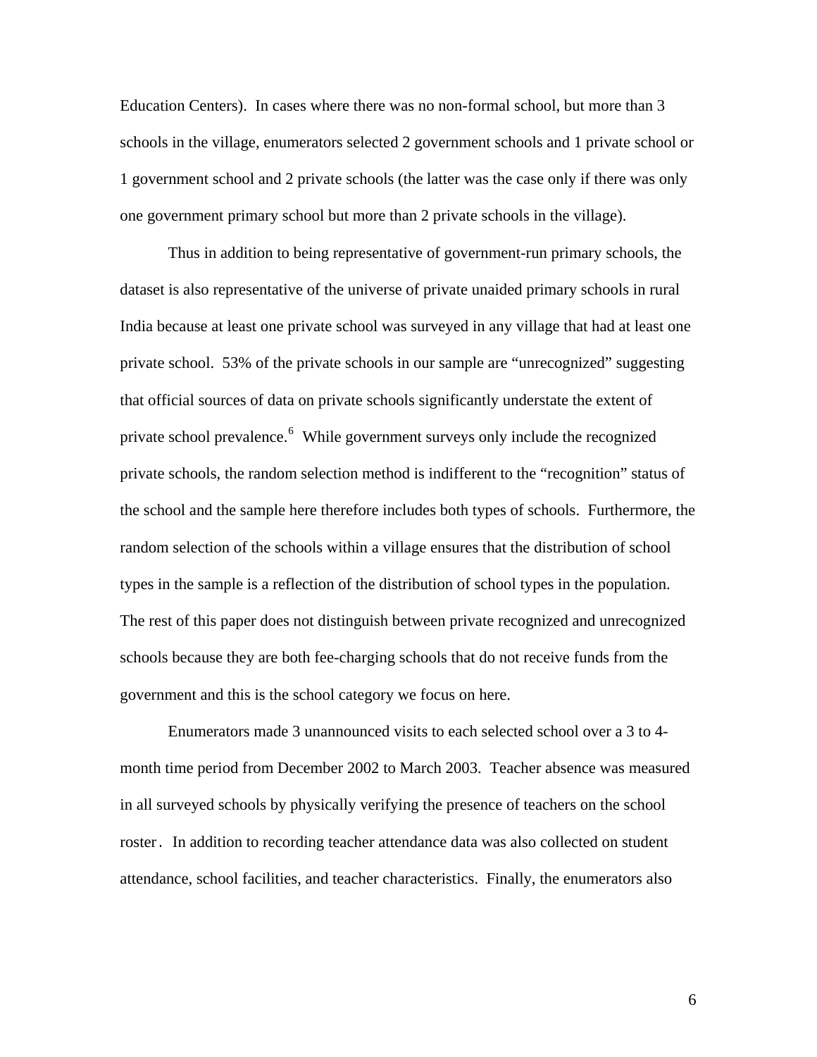Education Centers). In cases where there was no non-formal school, but more than 3 schools in the village, enumerators selected 2 government schools and 1 private school or 1 government school and 2 private schools (the latter was the case only if there was only one government primary school but more than 2 private schools in the village).

Thus in addition to being representative of government-run primary schools, the dataset is also representative of the universe of private unaided primary schools in rural India because at least one private school was surveyed in any village that had at least one private school. 53% of the private schools in our sample are "unrecognized" suggesting that official sources of data on private schools significantly understate the extent of private school prevalence.[6] While government surveys only include the recognized private schools, the random selection method is indifferent to the "recognition" status of the school and the sample here therefore includes both types of schools. Furthermore, the random selection of the schools within a village ensures that the distribution of school types in the sample is a reflection of the distribution of school types in the population. The rest of this paper does not distinguish between private recognized and unrecognized schools because they are both fee-charging schools that do not receive funds from the government and this is the school category we focus on here.

Enumerators made 3 unannounced visits to each selected school over a 3 to 4-month time period from December 2002 to March 2003. Teacher absence was measured in all surveyed schools by physically verifying the presence of teachers on the school roster. In addition to recording teacher attendance data was also collected on student attendance, school facilities, and teacher characteristics. Finally, the enumerators also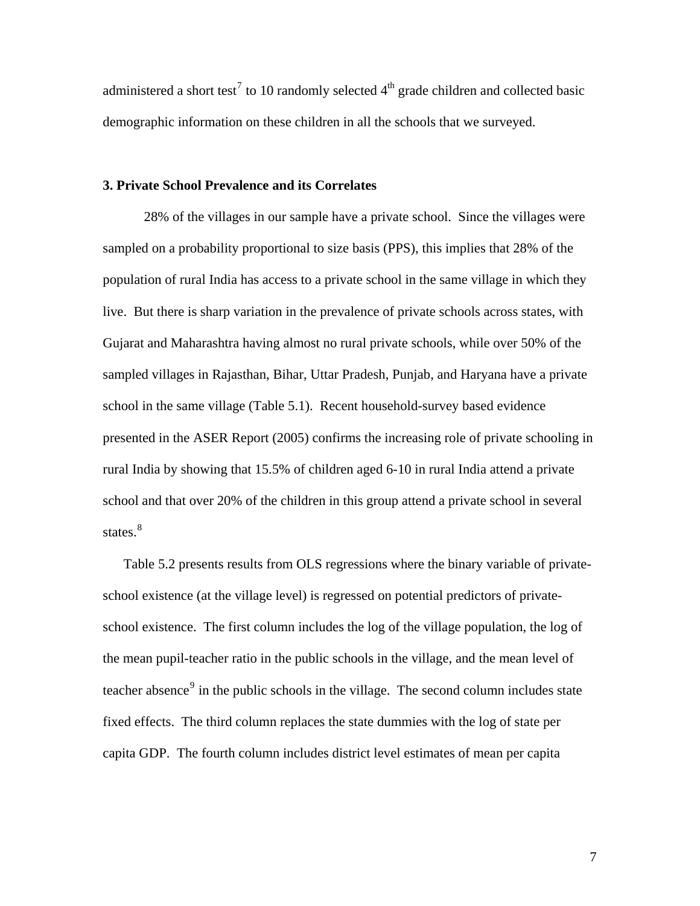administered a short test[7] to 10 randomly selected $4^{th}$ grade children and collected basic demographic information on these children in all the schools that we surveyed.

### 3. Private School Prevalence and its Correlates

28% of the villages in our sample have a private school. Since the villages were sampled on a probability proportional to size basis (PPS), this implies that 28% of the population of rural India has access to a private school in the same village in which they live. But there is sharp variation in the prevalence of private schools across states, with Gujarat and Maharashtra having almost no rural private schools, while over 50% of the sampled villages in Rajasthan, Bihar, Uttar Pradesh, Punjab, and Haryana have a private school in the same village (Table 5.1). Recent household-survey based evidence presented in the ASER Report (2005) confirms the increasing role of private schooling in rural India by showing that 15.5% of children aged 6-10 in rural India attend a private school and that over 20% of the children in this group attend a private school in several states.[8]

Table 5.2 presents results from OLS regressions where the binary variable of private-school existence (at the village level) is regressed on potential predictors of private-school existence. The first column includes the log of the village population, the log of the mean pupil-teacher ratio in the public schools in the village, and the mean level of teacher absence[9] in the public schools in the village. The second column includes state fixed effects. The third column replaces the state dummies with the log of state per capita GDP. The fourth column includes district level estimates of mean per capita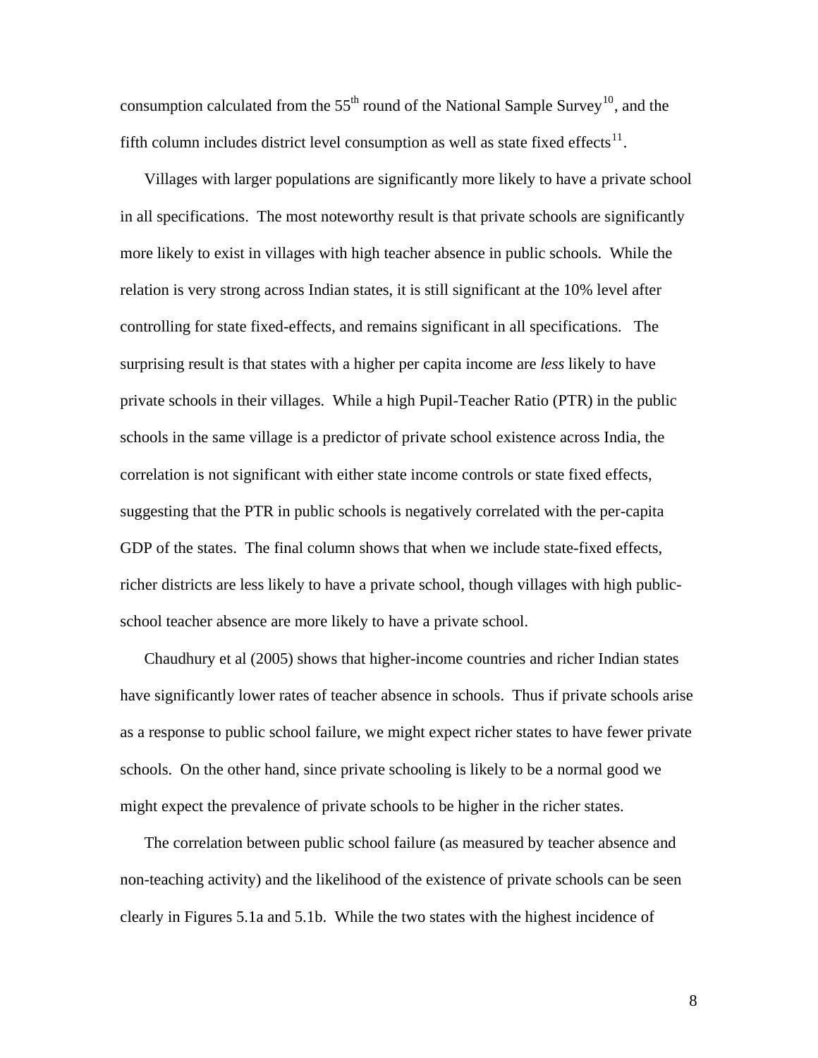consumption calculated from the 55$^{th}$ round of the National Sample Survey[10], and the fifth column includes district level consumption as well as state fixed effects[11].

Villages with larger populations are significantly more likely to have a private school in all specifications. The most noteworthy result is that private schools are significantly more likely to exist in villages with high teacher absence in public schools. While the relation is very strong across Indian states, it is still significant at the 10% level after controlling for state fixed-effects, and remains significant in all specifications. The surprising result is that states with a higher per capita income are *less* likely to have private schools in their villages. While a high Pupil-Teacher Ratio (PTR) in the public schools in the same village is a predictor of private school existence across India, the correlation is not significant with either state income controls or state fixed effects, suggesting that the PTR in public schools is negatively correlated with the per-capita GDP of the states. The final column shows that when we include state-fixed effects, richer districts are less likely to have a private school, though villages with high public-school teacher absence are more likely to have a private school.

Chaudhury et al (2005) shows that higher-income countries and richer Indian states have significantly lower rates of teacher absence in schools. Thus if private schools arise as a response to public school failure, we might expect richer states to have fewer private schools. On the other hand, since private schooling is likely to be a normal good we might expect the prevalence of private schools to be higher in the richer states.

The correlation between public school failure (as measured by teacher absence and non-teaching activity) and the likelihood of the existence of private schools can be seen clearly in Figures 5.1a and 5.1b. While the two states with the highest incidence of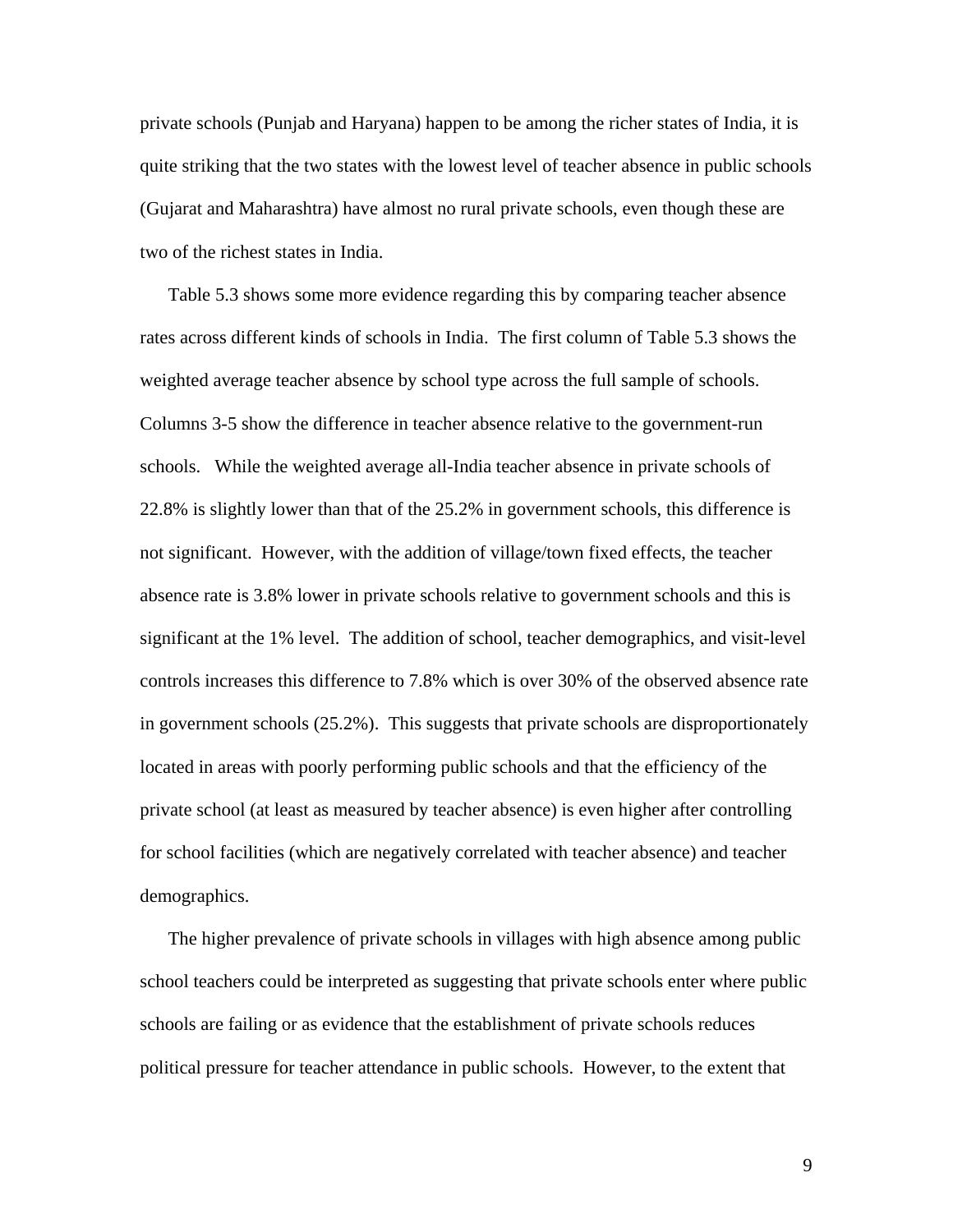private schools (Punjab and Haryana) happen to be among the richer states of India, it is quite striking that the two states with the lowest level of teacher absence in public schools (Gujarat and Maharashtra) have almost no rural private schools, even though these are two of the richest states in India.

Table 5.3 shows some more evidence regarding this by comparing teacher absence rates across different kinds of schools in India. The first column of Table 5.3 shows the weighted average teacher absence by school type across the full sample of schools. Columns 3-5 show the difference in teacher absence relative to the government-run schools. While the weighted average all-India teacher absence in private schools of 22.8% is slightly lower than that of the 25.2% in government schools, this difference is not significant. However, with the addition of village/town fixed effects, the teacher absence rate is 3.8% lower in private schools relative to government schools and this is significant at the 1% level. The addition of school, teacher demographics, and visit-level controls increases this difference to 7.8% which is over 30% of the observed absence rate in government schools (25.2%). This suggests that private schools are disproportionately located in areas with poorly performing public schools and that the efficiency of the private school (at least as measured by teacher absence) is even higher after controlling for school facilities (which are negatively correlated with teacher absence) and teacher demographics.

The higher prevalence of private schools in villages with high absence among public school teachers could be interpreted as suggesting that private schools enter where public schools are failing or as evidence that the establishment of private schools reduces political pressure for teacher attendance in public schools. However, to the extent that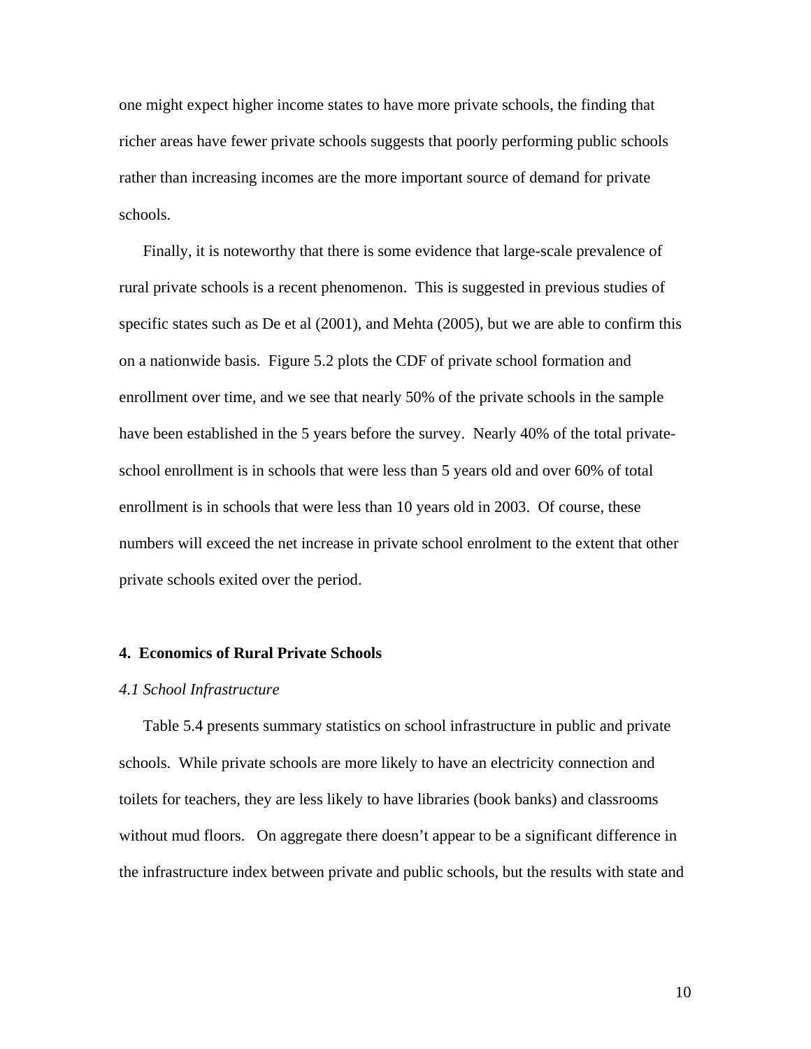one might expect higher income states to have more private schools, the finding that richer areas have fewer private schools suggests that poorly performing public schools rather than increasing incomes are the more important source of demand for private schools.

Finally, it is noteworthy that there is some evidence that large-scale prevalence of rural private schools is a recent phenomenon. This is suggested in previous studies of specific states such as De et al (2001), and Mehta (2005), but we are able to confirm this on a nationwide basis. Figure 5.2 plots the CDF of private school formation and enrollment over time, and we see that nearly 50% of the private schools in the sample have been established in the 5 years before the survey. Nearly 40% of the total private-school enrollment is in schools that were less than 5 years old and over 60% of total enrollment is in schools that were less than 10 years old in 2003. Of course, these numbers will exceed the net increase in private school enrolment to the extent that other private schools exited over the period.

## 4. Economics of Rural Private Schools

### *4.1 School Infrastructure*

Table 5.4 presents summary statistics on school infrastructure in public and private schools. While private schools are more likely to have an electricity connection and toilets for teachers, they are less likely to have libraries (book banks) and classrooms without mud floors. On aggregate there doesn't appear to be a significant difference in the infrastructure index between private and public schools, but the results with state and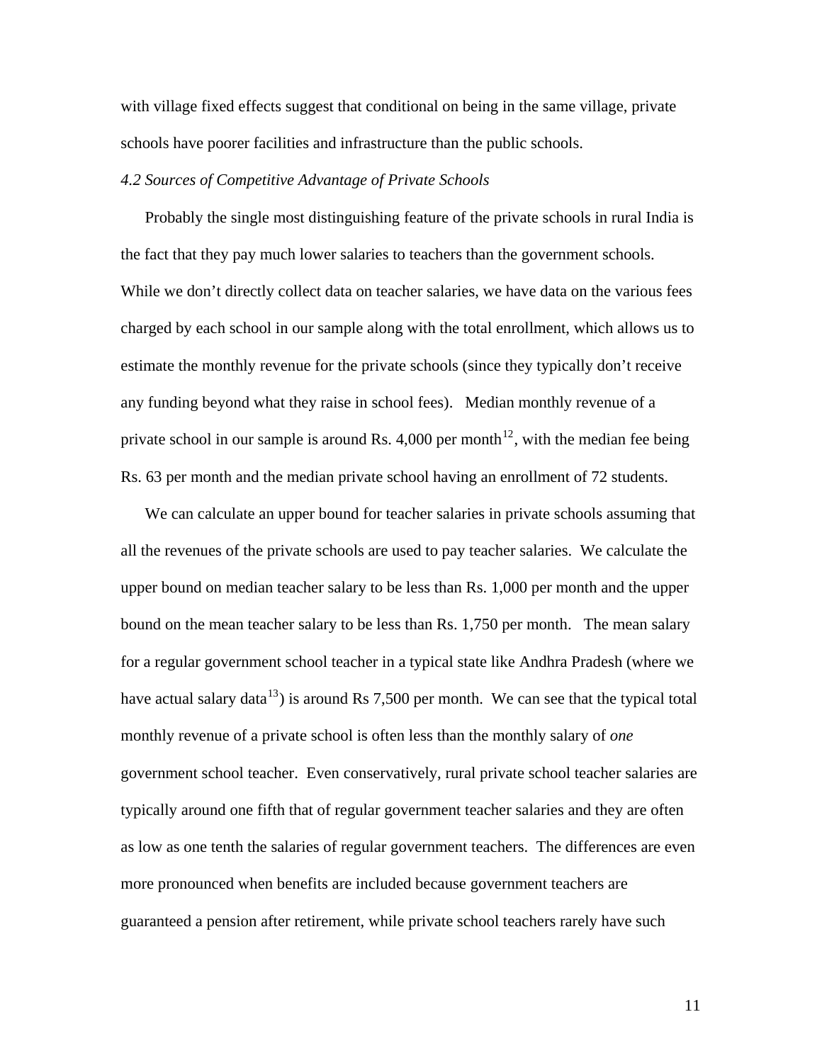with village fixed effects suggest that conditional on being in the same village, private schools have poorer facilities and infrastructure than the public schools.

### *4.2 Sources of Competitive Advantage of Private Schools*

Probably the single most distinguishing feature of the private schools in rural India is the fact that they pay much lower salaries to teachers than the government schools. While we don't directly collect data on teacher salaries, we have data on the various fees charged by each school in our sample along with the total enrollment, which allows us to estimate the monthly revenue for the private schools (since they typically don't receive any funding beyond what they raise in school fees). Median monthly revenue of a private school in our sample is around Rs. 4,000 per month[12], with the median fee being Rs. 63 per month and the median private school having an enrollment of 72 students.

We can calculate an upper bound for teacher salaries in private schools assuming that all the revenues of the private schools are used to pay teacher salaries. We calculate the upper bound on median teacher salary to be less than Rs. 1,000 per month and the upper bound on the mean teacher salary to be less than Rs. 1,750 per month. The mean salary for a regular government school teacher in a typical state like Andhra Pradesh (where we have actual salary data[13]) is around Rs 7,500 per month. We can see that the typical total monthly revenue of a private school is often less than the monthly salary of *one* government school teacher. Even conservatively, rural private school teacher salaries are typically around one fifth that of regular government teacher salaries and they are often as low as one tenth the salaries of regular government teachers. The differences are even more pronounced when benefits are included because government teachers are guaranteed a pension after retirement, while private school teachers rarely have such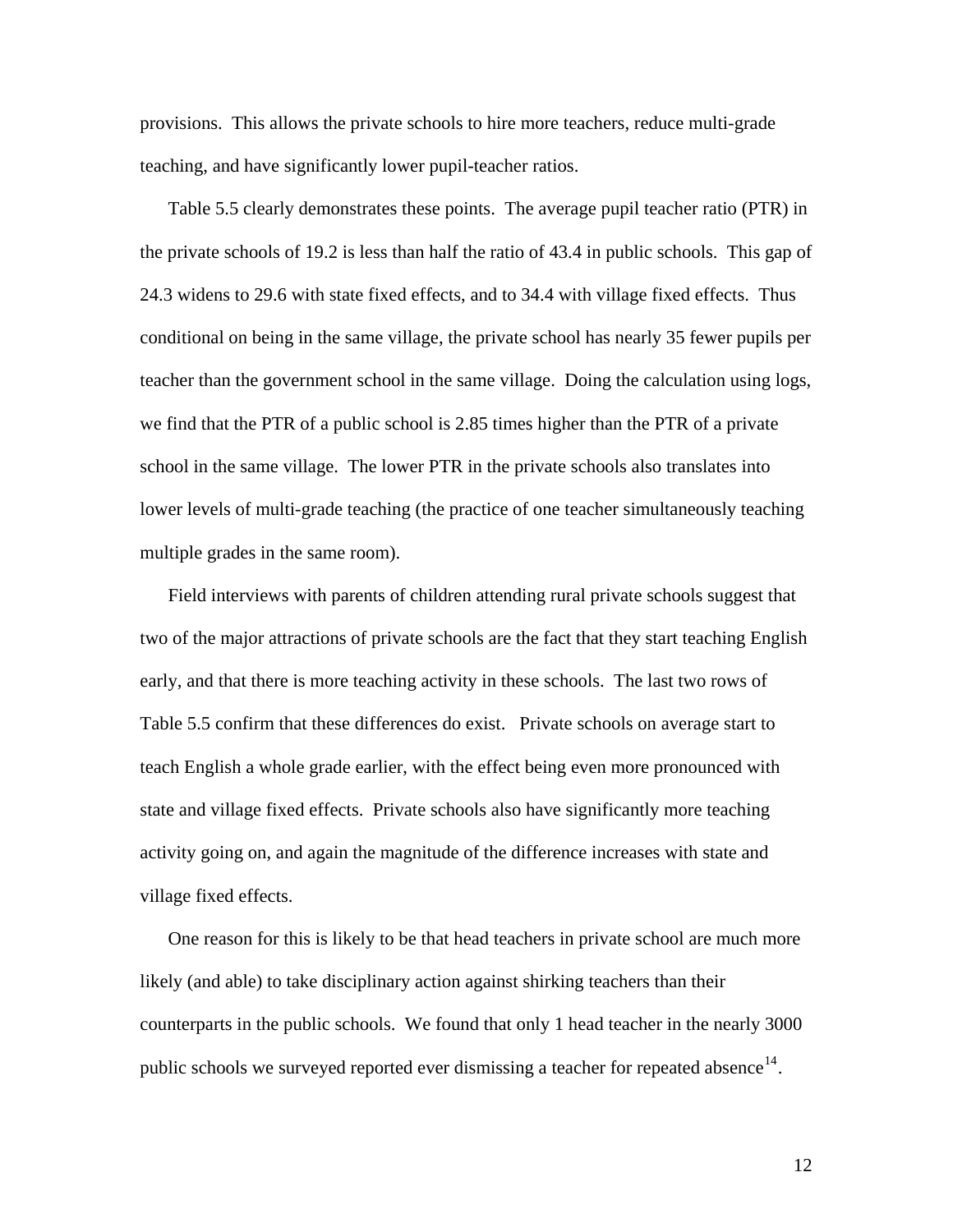provisions. This allows the private schools to hire more teachers, reduce multi-grade teaching, and have significantly lower pupil-teacher ratios.

Table 5.5 clearly demonstrates these points. The average pupil teacher ratio (PTR) in the private schools of 19.2 is less than half the ratio of 43.4 in public schools. This gap of 24.3 widens to 29.6 with state fixed effects, and to 34.4 with village fixed effects. Thus conditional on being in the same village, the private school has nearly 35 fewer pupils per teacher than the government school in the same village. Doing the calculation using logs, we find that the PTR of a public school is 2.85 times higher than the PTR of a private school in the same village. The lower PTR in the private schools also translates into lower levels of multi-grade teaching (the practice of one teacher simultaneously teaching multiple grades in the same room).

Field interviews with parents of children attending rural private schools suggest that two of the major attractions of private schools are the fact that they start teaching English early, and that there is more teaching activity in these schools. The last two rows of Table 5.5 confirm that these differences do exist. Private schools on average start to teach English a whole grade earlier, with the effect being even more pronounced with state and village fixed effects. Private schools also have significantly more teaching activity going on, and again the magnitude of the difference increases with state and village fixed effects.

One reason for this is likely to be that head teachers in private school are much more likely (and able) to take disciplinary action against shirking teachers than their counterparts in the public schools. We found that only 1 head teacher in the nearly 3000 public schools we surveyed reported ever dismissing a teacher for repeated absence[14].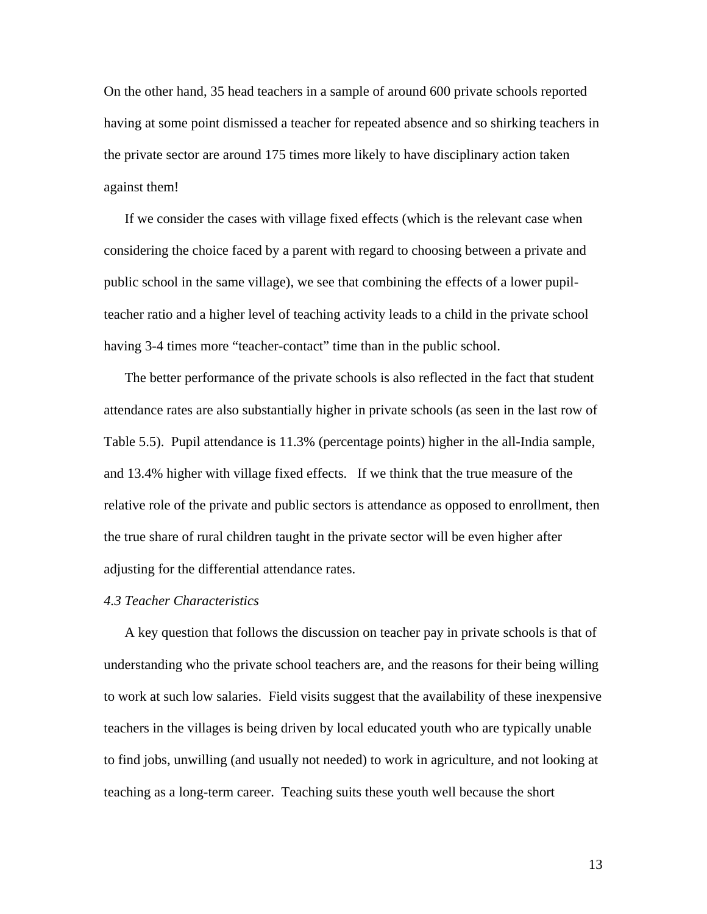On the other hand, 35 head teachers in a sample of around 600 private schools reported having at some point dismissed a teacher for repeated absence and so shirking teachers in the private sector are around 175 times more likely to have disciplinary action taken against them!

If we consider the cases with village fixed effects (which is the relevant case when considering the choice faced by a parent with regard to choosing between a private and public school in the same village), we see that combining the effects of a lower pupil-teacher ratio and a higher level of teaching activity leads to a child in the private school having 3-4 times more "teacher-contact" time than in the public school.

The better performance of the private schools is also reflected in the fact that student attendance rates are also substantially higher in private schools (as seen in the last row of Table 5.5). Pupil attendance is 11.3% (percentage points) higher in the all-India sample, and 13.4% higher with village fixed effects. If we think that the true measure of the relative role of the private and public sectors is attendance as opposed to enrollment, then the true share of rural children taught in the private sector will be even higher after adjusting for the differential attendance rates.

### *4.3 Teacher Characteristics*

A key question that follows the discussion on teacher pay in private schools is that of understanding who the private school teachers are, and the reasons for their being willing to work at such low salaries. Field visits suggest that the availability of these inexpensive teachers in the villages is being driven by local educated youth who are typically unable to find jobs, unwilling (and usually not needed) to work in agriculture, and not looking at teaching as a long-term career. Teaching suits these youth well because the short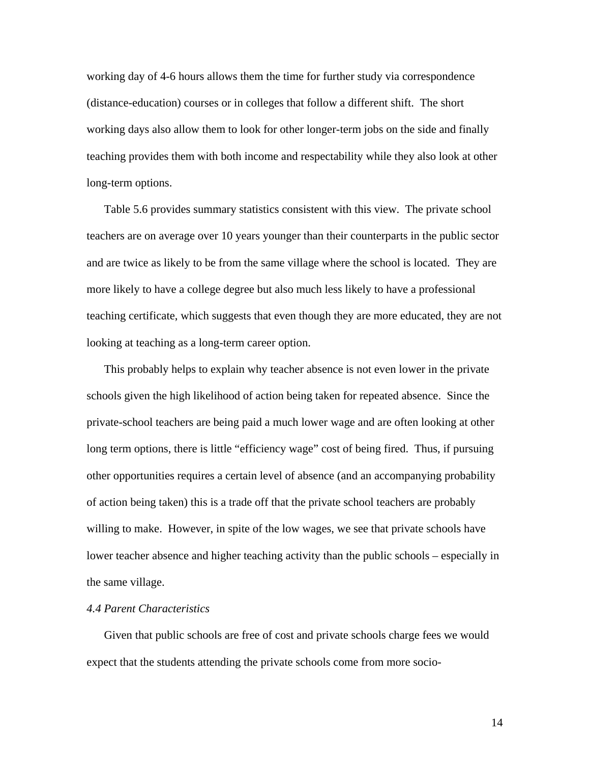working day of 4-6 hours allows them the time for further study via correspondence (distance-education) courses or in colleges that follow a different shift. The short working days also allow them to look for other longer-term jobs on the side and finally teaching provides them with both income and respectability while they also look at other long-term options.

Table 5.6 provides summary statistics consistent with this view. The private school teachers are on average over 10 years younger than their counterparts in the public sector and are twice as likely to be from the same village where the school is located. They are more likely to have a college degree but also much less likely to have a professional teaching certificate, which suggests that even though they are more educated, they are not looking at teaching as a long-term career option.

This probably helps to explain why teacher absence is not even lower in the private schools given the high likelihood of action being taken for repeated absence. Since the private-school teachers are being paid a much lower wage and are often looking at other long term options, there is little "efficiency wage" cost of being fired. Thus, if pursuing other opportunities requires a certain level of absence (and an accompanying probability of action being taken) this is a trade off that the private school teachers are probably willing to make. However, in spite of the low wages, we see that private schools have lower teacher absence and higher teaching activity than the public schools – especially in the same village.

*4.4 Parent Characteristics*

Given that public schools are free of cost and private schools charge fees we would expect that the students attending the private schools come from more socio-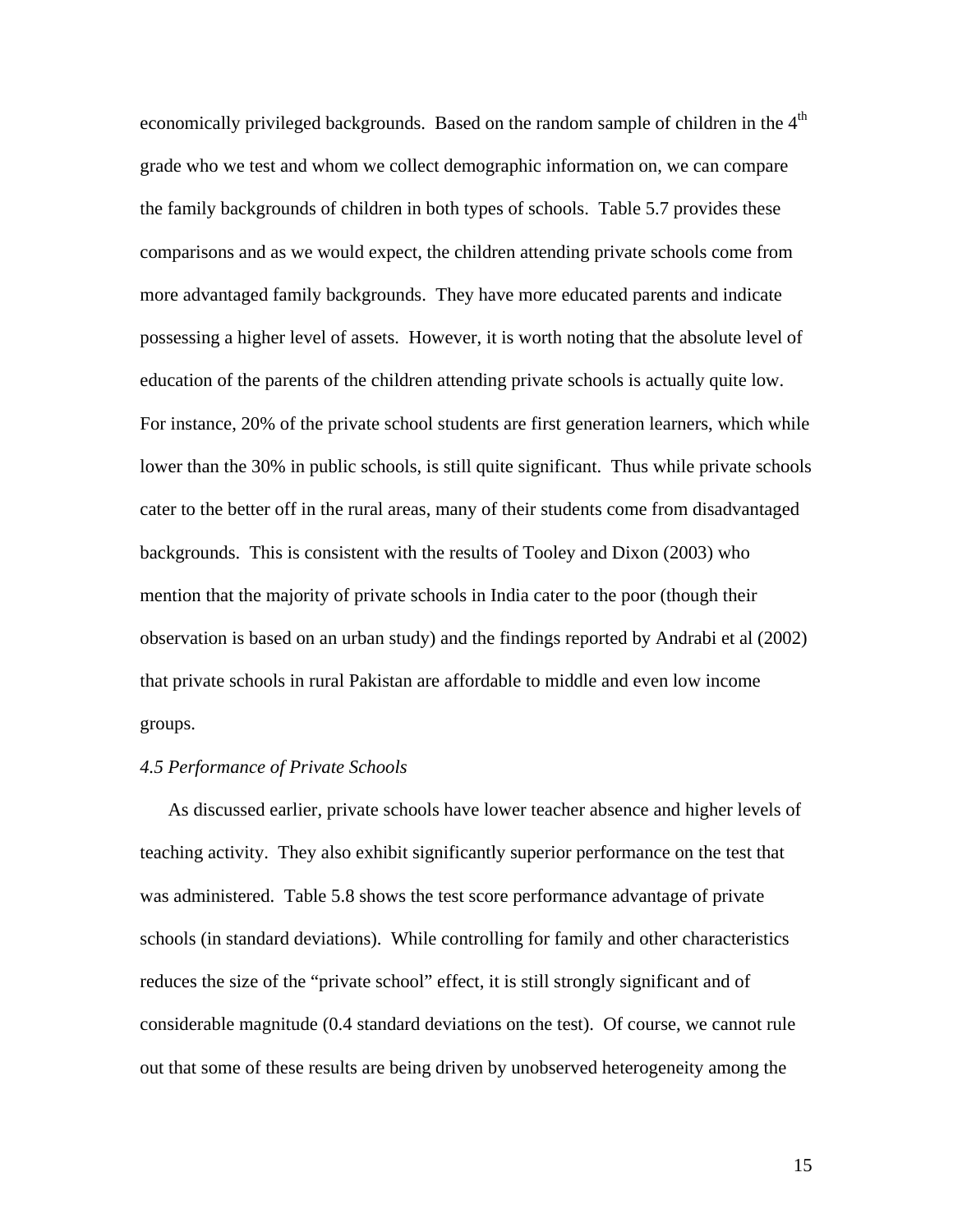economically privileged backgrounds. Based on the random sample of children in the $4^{th}$ grade who we test and whom we collect demographic information on, we can compare the family backgrounds of children in both types of schools. Table 5.7 provides these comparisons and as we would expect, the children attending private schools come from more advantaged family backgrounds. They have more educated parents and indicate possessing a higher level of assets. However, it is worth noting that the absolute level of education of the parents of the children attending private schools is actually quite low. For instance, 20% of the private school students are first generation learners, which while lower than the 30% in public schools, is still quite significant. Thus while private schools cater to the better off in the rural areas, many of their students come from disadvantaged backgrounds. This is consistent with the results of Tooley and Dixon (2003) who mention that the majority of private schools in India cater to the poor (though their observation is based on an urban study) and the findings reported by Andrabi et al (2002) that private schools in rural Pakistan are affordable to middle and even low income groups.

### *4.5 Performance of Private Schools*

As discussed earlier, private schools have lower teacher absence and higher levels of teaching activity. They also exhibit significantly superior performance on the test that was administered. Table 5.8 shows the test score performance advantage of private schools (in standard deviations). While controlling for family and other characteristics reduces the size of the "private school" effect, it is still strongly significant and of considerable magnitude (0.4 standard deviations on the test). Of course, we cannot rule out that some of these results are being driven by unobserved heterogeneity among the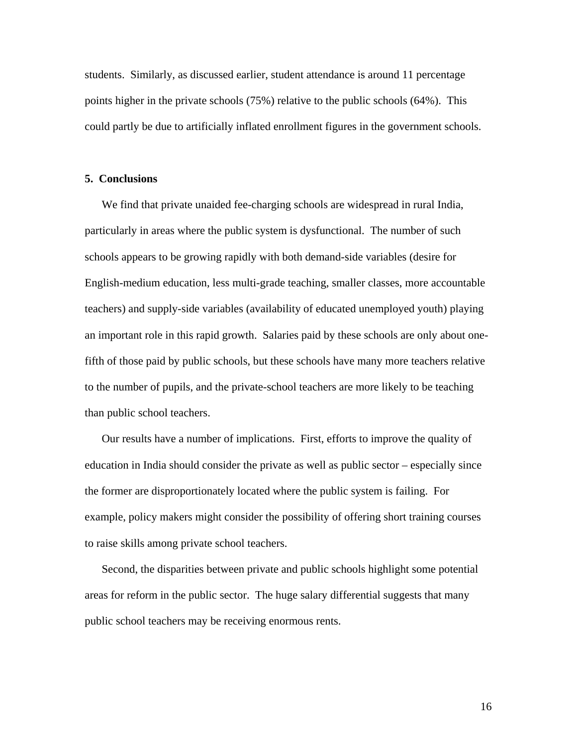students. Similarly, as discussed earlier, student attendance is around 11 percentage points higher in the private schools (75%) relative to the public schools (64%). This could partly be due to artificially inflated enrollment figures in the government schools.

## 5. Conclusions

We find that private unaided fee-charging schools are widespread in rural India, particularly in areas where the public system is dysfunctional. The number of such schools appears to be growing rapidly with both demand-side variables (desire for English-medium education, less multi-grade teaching, smaller classes, more accountable teachers) and supply-side variables (availability of educated unemployed youth) playing an important role in this rapid growth. Salaries paid by these schools are only about one-fifth of those paid by public schools, but these schools have many more teachers relative to the number of pupils, and the private-school teachers are more likely to be teaching than public school teachers.

Our results have a number of implications. First, efforts to improve the quality of education in India should consider the private as well as public sector – especially since the former are disproportionately located where the public system is failing. For example, policy makers might consider the possibility of offering short training courses to raise skills among private school teachers.

Second, the disparities between private and public schools highlight some potential areas for reform in the public sector. The huge salary differential suggests that many public school teachers may be receiving enormous rents.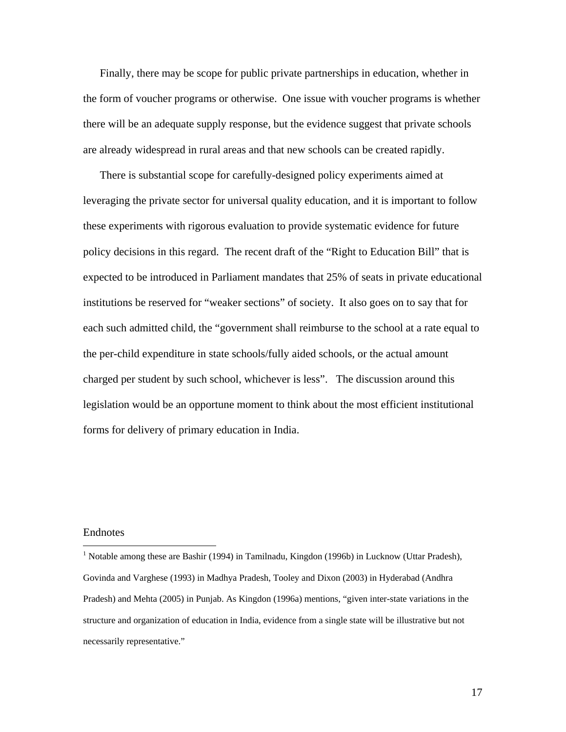Finally, there may be scope for public private partnerships in education, whether in the form of voucher programs or otherwise. One issue with voucher programs is whether there will be an adequate supply response, but the evidence suggest that private schools are already widespread in rural areas and that new schools can be created rapidly.

There is substantial scope for carefully-designed policy experiments aimed at leveraging the private sector for universal quality education, and it is important to follow these experiments with rigorous evaluation to provide systematic evidence for future policy decisions in this regard. The recent draft of the "Right to Education Bill" that is expected to be introduced in Parliament mandates that 25% of seats in private educational institutions be reserved for "weaker sections" of society. It also goes on to say that for each such admitted child, the "government shall reimburse to the school at a rate equal to the per-child expenditure in state schools/fully aided schools, or the actual amount charged per student by such school, whichever is less". The discussion around this legislation would be an opportune moment to think about the most efficient institutional forms for delivery of primary education in India.

Endnotes

---

[1] Notable among these are Bashir (1994) in Tamilnadu, Kingdon (1996b) in Lucknow (Uttar Pradesh), Govinda and Varghese (1993) in Madhya Pradesh, Tooley and Dixon (2003) in Hyderabad (Andhra Pradesh) and Mehta (2005) in Punjab. As Kingdon (1996a) mentions, "given inter-state variations in the structure and organization of education in India, evidence from a single state will be illustrative but not necessarily representative."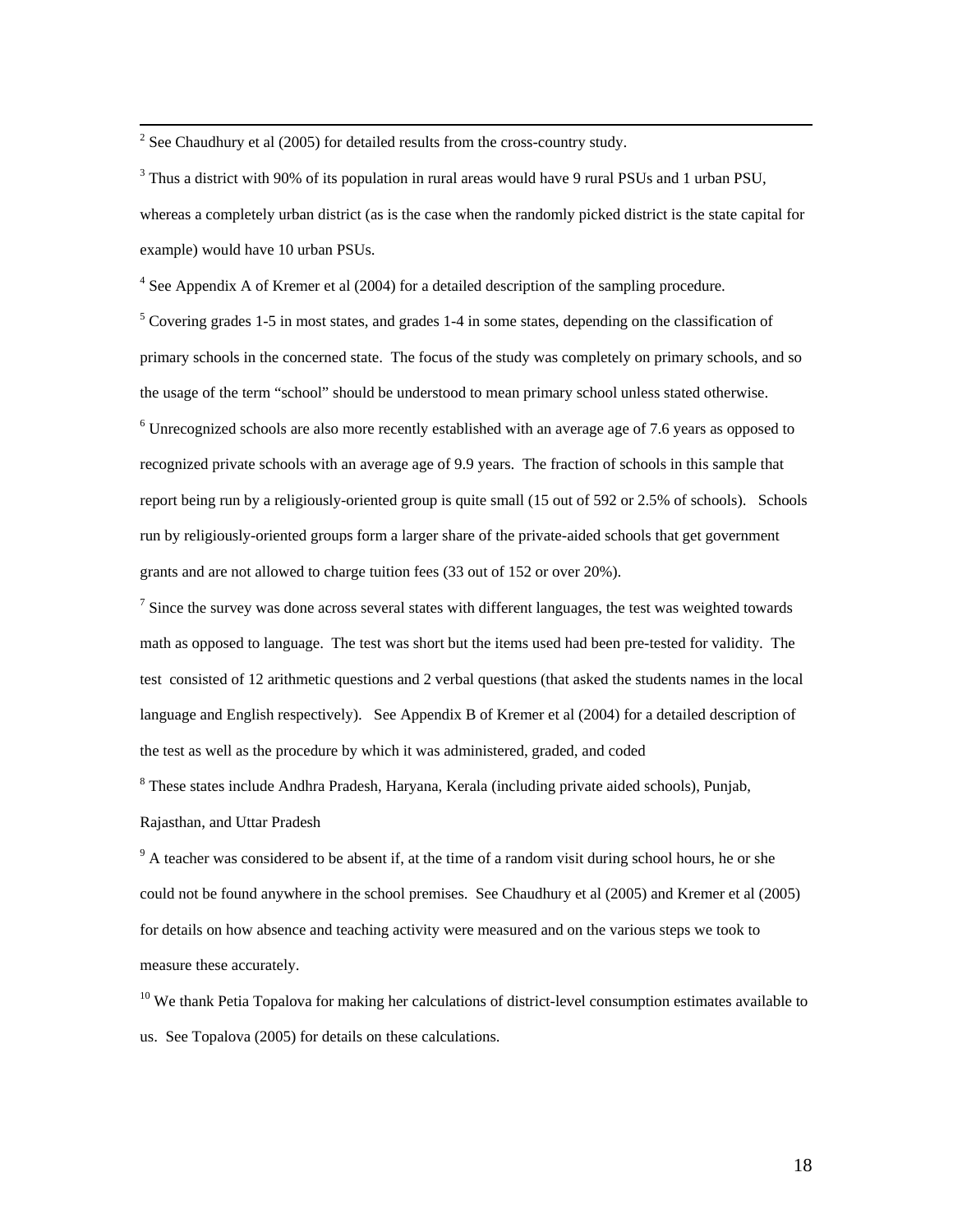[2] See Chaudhury et al (2005) for detailed results from the cross-country study.

[3] Thus a district with 90% of its population in rural areas would have 9 rural PSUs and 1 urban PSU, whereas a completely urban district (as is the case when the randomly picked district is the state capital for example) would have 10 urban PSUs.

[4] See Appendix A of Kremer et al (2004) for a detailed description of the sampling procedure.

[5] Covering grades 1-5 in most states, and grades 1-4 in some states, depending on the classification of primary schools in the concerned state. The focus of the study was completely on primary schools, and so the usage of the term "school" should be understood to mean primary school unless stated otherwise.

[6] Unrecognized schools are also more recently established with an average age of 7.6 years as opposed to recognized private schools with an average age of 9.9 years. The fraction of schools in this sample that report being run by a religiously-oriented group is quite small (15 out of 592 or 2.5% of schools). Schools run by religiously-oriented groups form a larger share of the private-aided schools that get government grants and are not allowed to charge tuition fees (33 out of 152 or over 20%).

[7] Since the survey was done across several states with different languages, the test was weighted towards math as opposed to language. The test was short but the items used had been pre-tested for validity. The test consisted of 12 arithmetic questions and 2 verbal questions (that asked the students names in the local language and English respectively). See Appendix B of Kremer et al (2004) for a detailed description of the test as well as the procedure by which it was administered, graded, and coded

[8] These states include Andhra Pradesh, Haryana, Kerala (including private aided schools), Punjab, Rajasthan, and Uttar Pradesh

[9] A teacher was considered to be absent if, at the time of a random visit during school hours, he or she could not be found anywhere in the school premises. See Chaudhury et al (2005) and Kremer et al (2005) for details on how absence and teaching activity were measured and on the various steps we took to measure these accurately.

[10] We thank Petia Topalova for making her calculations of district-level consumption estimates available to us. See Topalova (2005) for details on these calculations.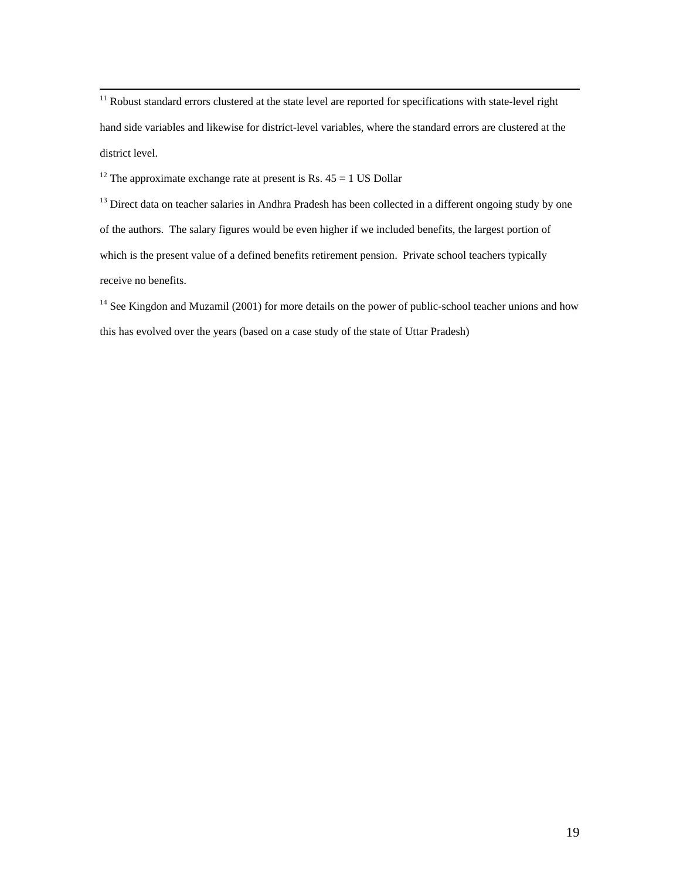[11] Robust standard errors clustered at the state level are reported for specifications with state-level right hand side variables and likewise for district-level variables, where the standard errors are clustered at the district level.

[12] The approximate exchange rate at present is Rs. 45 = 1 US Dollar

[13] Direct data on teacher salaries in Andhra Pradesh has been collected in a different ongoing study by one of the authors. The salary figures would be even higher if we included benefits, the largest portion of which is the present value of a defined benefits retirement pension. Private school teachers typically receive no benefits.

[14] See Kingdon and Muzamil (2001) for more details on the power of public-school teacher unions and how this has evolved over the years (based on a case study of the state of Uttar Pradesh)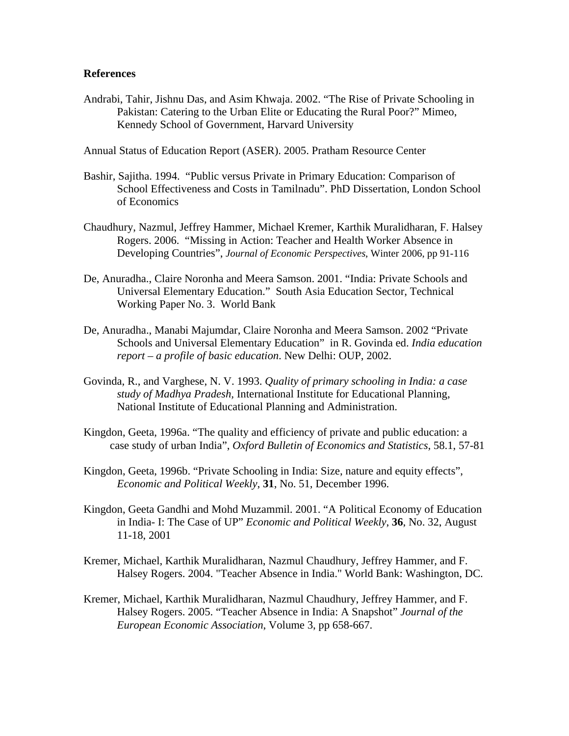**References**

Andrabi, Tahir, Jishnu Das, and Asim Khwaja. 2002. "The Rise of Private Schooling in Pakistan: Catering to the Urban Elite or Educating the Rural Poor?" Mimeo, Kennedy School of Government, Harvard University

Annual Status of Education Report (ASER). 2005. Pratham Resource Center

Bashir, Sajitha. 1994. "Public versus Private in Primary Education: Comparison of School Effectiveness and Costs in Tamilnadu". PhD Dissertation, London School of Economics

Chaudhury, Nazmul, Jeffrey Hammer, Michael Kremer, Karthik Muralidharan, F. Halsey Rogers. 2006. "Missing in Action: Teacher and Health Worker Absence in Developing Countries", *Journal of Economic Perspectives*, Winter 2006, pp 91-116

De, Anuradha., Claire Noronha and Meera Samson. 2001. "India: Private Schools and Universal Elementary Education." South Asia Education Sector, Technical Working Paper No. 3. World Bank

De, Anuradha., Manabi Majumdar, Claire Noronha and Meera Samson. 2002 "Private Schools and Universal Elementary Education" in R. Govinda ed. *India education report – a profile of basic education*. New Delhi: OUP, 2002.

Govinda, R., and Varghese, N. V. 1993. *Quality of primary schooling in India: a case study of Madhya Pradesh*, International Institute for Educational Planning, National Institute of Educational Planning and Administration.

Kingdon, Geeta, 1996a. "The quality and efficiency of private and public education: a case study of urban India", *Oxford Bulletin of Economics and Statistics*, 58.1, 57-81

Kingdon, Geeta, 1996b. "Private Schooling in India: Size, nature and equity effects", *Economic and Political Weekly*, **31**, No. 51, December 1996.

Kingdon, Geeta Gandhi and Mohd Muzammil. 2001. "A Political Economy of Education in India- I: The Case of UP" *Economic and Political Weekly*, **36**, No. 32, August 11-18, 2001

Kremer, Michael, Karthik Muralidharan, Nazmul Chaudhury, Jeffrey Hammer, and F. Halsey Rogers. 2004. "Teacher Absence in India." World Bank: Washington, DC.

Kremer, Michael, Karthik Muralidharan, Nazmul Chaudhury, Jeffrey Hammer, and F. Halsey Rogers. 2005. "Teacher Absence in India: A Snapshot" *Journal of the European Economic Association*, Volume 3, pp 658-667.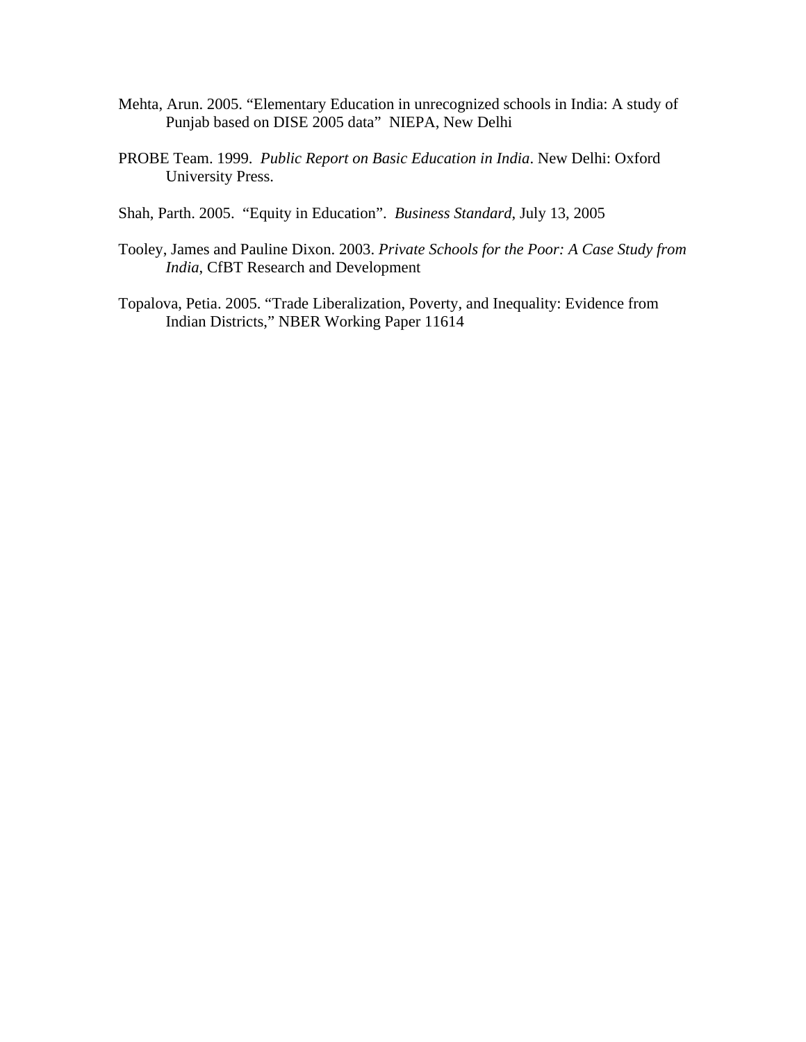Mehta, Arun. 2005. “Elementary Education in unrecognized schools in India: A study of Punjab based on DISE 2005 data” NIEPA, New Delhi

PROBE Team. 1999. *Public Report on Basic Education in India*. New Delhi: Oxford University Press.

Shah, Parth. 2005. “Equity in Education”. *Business Standard*, July 13, 2005

Tooley, James and Pauline Dixon. 2003. *Private Schools for the Poor: A Case Study from India*, CfBT Research and Development

Topalova, Petia. 2005. “Trade Liberalization, Poverty, and Inequality: Evidence from Indian Districts,” NBER Working Paper 11614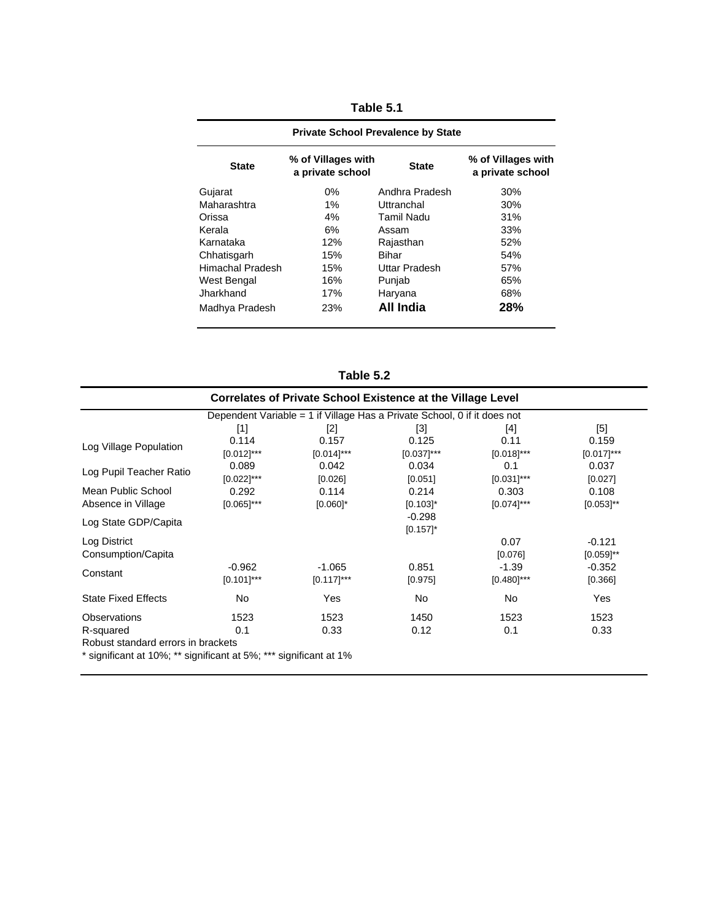**Table 5.1**

**Private School Prevalence by State**

| State | % of Villages with a private school | State | % of Villages with a private school |
|---|---|---|---|
| Gujarat | 0% | Andhra Pradesh | 30% |
| Maharashtra | 1% | Uttranchal | 30% |
| Orissa | 4% | Tamil Nadu | 31% |
| Kerala | 6% | Assam | 33% |
| Karnataka | 12% | Rajasthan | 52% |
| Chhatisgarh | 15% | Bihar | 54% |
| Himachal Pradesh | 15% | Uttar Pradesh | 57% |
| West Bengal | 16% | Punjab | 65% |
| Jharkhand | 17% | Haryana | 68% |
| Madhya Pradesh | 23% | **All India** | **28%** |

**Table 5.2**

**Correlates of Private School Existence at the Village Level**

Dependent Variable = 1 if Village Has a Private School, 0 if it does not

| | [1] | [2] | [3] | [4] | [5] |
|---|---|---|---|---|---|
| Log Village Population | 0.114 | 0.157 | 0.125 | 0.11 | 0.159 |
| | [0.012]*** | [0.014]*** | [0.037]*** | [0.018]*** | [0.017]*** |
| Log Pupil Teacher Ratio | 0.089 | 0.042 | 0.034 | 0.1 | 0.037 |
| | [0.022]*** | [0.026] | [0.051] | [0.031]*** | [0.027] |
| Mean Public School Absence in Village | 0.292 | 0.114 | 0.214 | 0.303 | 0.108 |
| | [0.065]*** | [0.060]* | [0.103]* | [0.074]*** | [0.053]** |
| Log State GDP/Capita | | | -0.298 | | |
| | | | [0.157]* | | |
| Log District Consumption/Capita | | | | 0.07 | -0.121 |
| | | | | [0.076] | [0.059]** |
| Constant | -0.962 | -1.065 | 0.851 | -1.39 | -0.352 |
| | [0.101]*** | [0.117]*** | [0.975] | [0.480]*** | [0.366] |
| State Fixed Effects | No | Yes | No | No | Yes |
| Observations | 1523 | 1523 | 1450 | 1523 | 1523 |
| R-squared | 0.1 | 0.33 | 0.12 | 0.1 | 0.33 |

Robust standard errors in brackets

* significant at 10%; ** significant at 5%; *** significant at 1%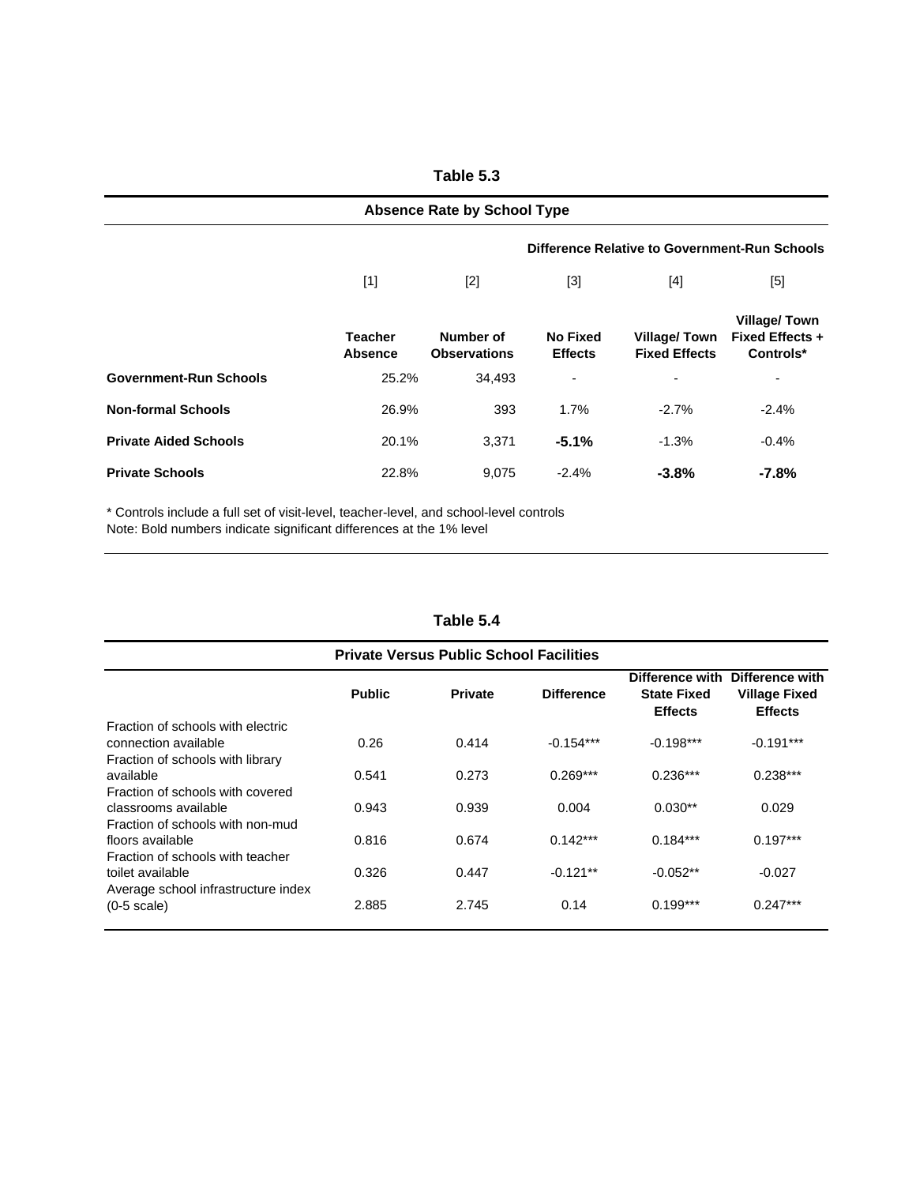## Table 5.3

**Absence Rate by School Type**

| | [1] | [2] | [3] | [4] | [5] |
|---|---|---|---|---|---|
| | | | Difference Relative to Government-Run Schools | | |
| | **Teacher Absence** | **Number of Observations** | **No Fixed Effects** | **Village/ Town Fixed Effects** | **Village/ Town Fixed Effects + Controls*** |
| **Government-Run Schools** | 25.2% | 34,493 | - | - | - |
| **Non-formal Schools** | 26.9% | 393 | 1.7% | -2.7% | -2.4% |
| **Private Aided Schools** | 20.1% | 3,371 | **-5.1%** | -1.3% | -0.4% |
| **Private Schools** | 22.8% | 9,075 | -2.4% | **-3.8%** | **-7.8%** |

* Controls include a full set of visit-level, teacher-level, and school-level controls
Note: Bold numbers indicate significant differences at the 1% level

## Table 5.4

**Private Versus Public School Facilities**

| | Public | Private | Difference | Difference with State Fixed Effects | Difference with Village Fixed Effects |
|---|---|---|---|---|---|
| Fraction of schools with electric connection available | 0.26 | 0.414 | -0.154*** | -0.198*** | -0.191*** |
| Fraction of schools with library available | 0.541 | 0.273 | 0.269*** | 0.236*** | 0.238*** |
| Fraction of schools with covered classrooms available | 0.943 | 0.939 | 0.004 | 0.030** | 0.029 |
| Fraction of schools with non-mud floors available | 0.816 | 0.674 | 0.142*** | 0.184*** | 0.197*** |
| Fraction of schools with teacher toilet available | 0.326 | 0.447 | -0.121** | -0.052** | -0.027 |
| Average school infrastructure index (0-5 scale) | 2.885 | 2.745 | 0.14 | 0.199*** | 0.247*** |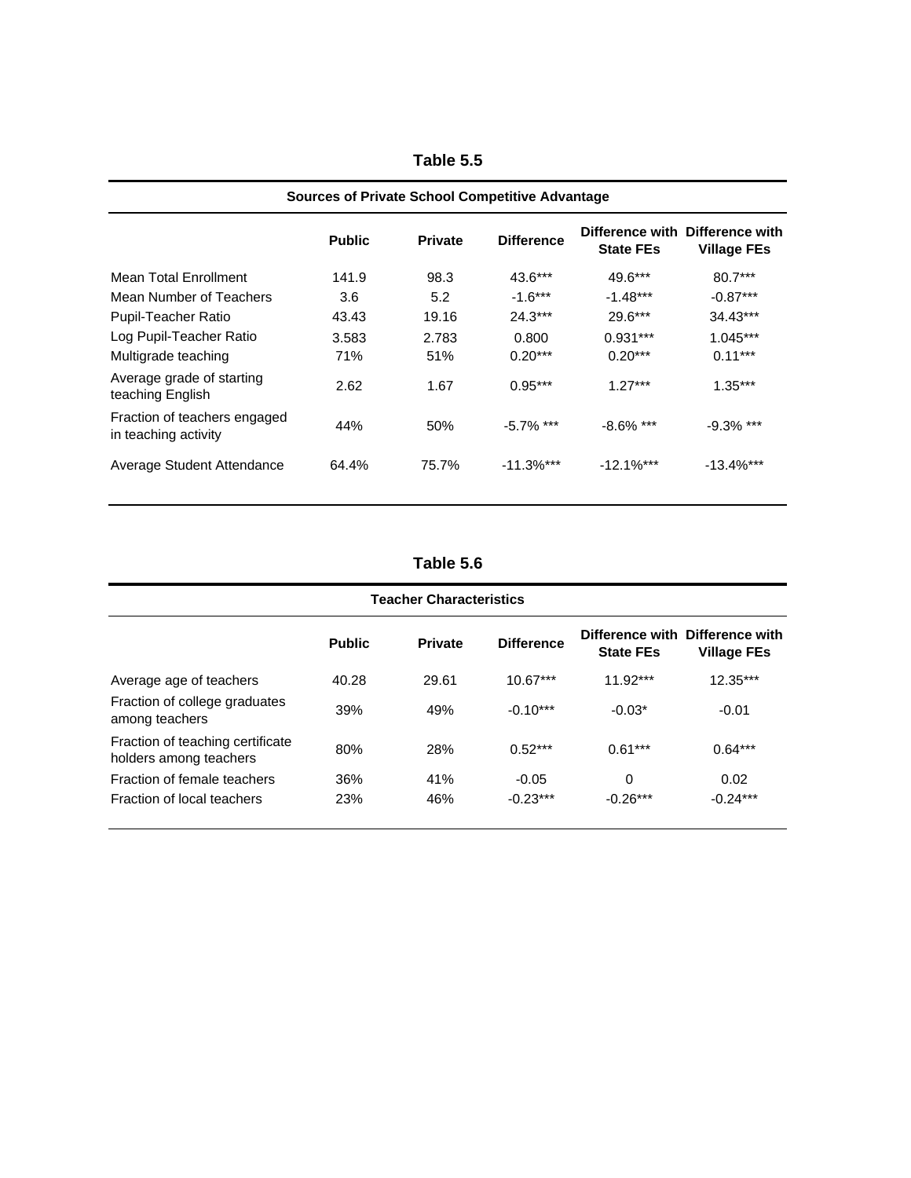**Table 5.5**

| Sources of Private School Competitive Advantage | | | | | |
|---|---|---|---|---|---|
| | **Public** | **Private** | **Difference** | **Difference with State FEs** | **Difference with Village FEs** |
| Mean Total Enrollment | 141.9 | 98.3 | 43.6*** | 49.6*** | 80.7*** |
| Mean Number of Teachers | 3.6 | 5.2 | -1.6*** | -1.48*** | -0.87*** |
| Pupil-Teacher Ratio | 43.43 | 19.16 | 24.3*** | 29.6*** | 34.43*** |
| Log Pupil-Teacher Ratio | 3.583 | 2.783 | 0.800 | 0.931*** | 1.045*** |
| Multigrade teaching | 71% | 51% | 0.20*** | 0.20*** | 0.11*** |
| Average grade of starting teaching English | 2.62 | 1.67 | 0.95*** | 1.27*** | 1.35*** |
| Fraction of teachers engaged in teaching activity | 44% | 50% | -5.7% *** | -8.6% *** | -9.3% *** |
| Average Student Attendance | 64.4% | 75.7% | -11.3%*** | -12.1%*** | -13.4%*** |

**Table 5.6**

| Teacher Characteristics | | | | | |
|---|---|---|---|---|---|
| | **Public** | **Private** | **Difference** | **Difference with State FEs** | **Difference with Village FEs** |
| Average age of teachers | 40.28 | 29.61 | 10.67*** | 11.92*** | 12.35*** |
| Fraction of college graduates among teachers | 39% | 49% | -0.10*** | -0.03* | -0.01 |
| Fraction of teaching certificate holders among teachers | 80% | 28% | 0.52*** | 0.61*** | 0.64*** |
| Fraction of female teachers | 36% | 41% | -0.05 | 0 | 0.02 |
| Fraction of local teachers | 23% | 46% | -0.23*** | -0.26*** | -0.24*** |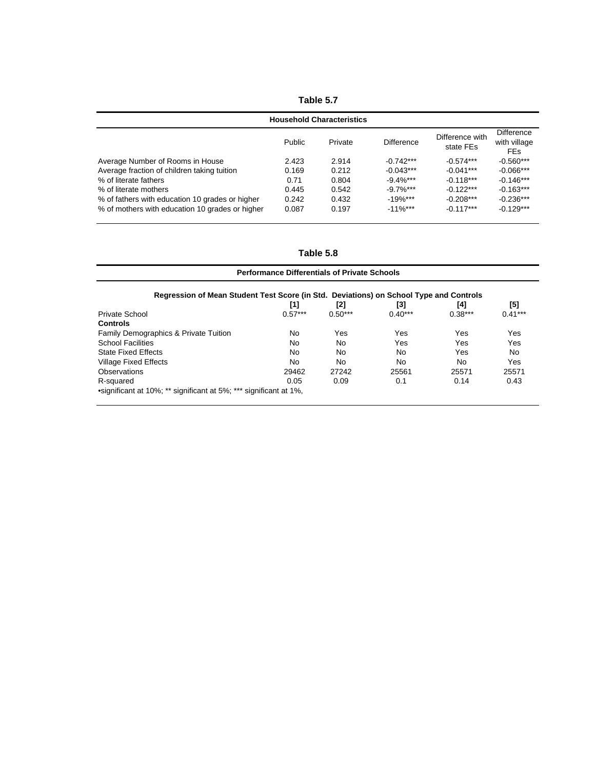**Table 5.7**

| Household Characteristics | | | | | |
|---|---|---|---|---|---|
| | Public | Private | Difference | Difference with state FEs | Difference with village FEs |
| Average Number of Rooms in House | 2.423 | 2.914 | -0.742*** | -0.574*** | -0.560*** |
| Average fraction of children taking tuition | 0.169 | 0.212 | -0.043*** | -0.041*** | -0.066*** |
| % of literate fathers | 0.71 | 0.804 | -9.4%*** | -0.118*** | -0.146*** |
| % of literate mothers | 0.445 | 0.542 | -9.7%*** | -0.122*** | -0.163*** |
| % of fathers with education 10 grades or higher | 0.242 | 0.432 | -19%*** | -0.208*** | -0.236*** |
| % of mothers with education 10 grades or higher | 0.087 | 0.197 | -11%*** | -0.117*** | -0.129*** |

**Table 5.8**

**Performance Differentials of Private Schools**

**Regression of Mean Student Test Score (in Std. Deviations) on School Type and Controls**

| | [1] | [2] | [3] | [4] | [5] |
|---|---|---|---|---|---|
| Private School | 0.57*** | 0.50*** | 0.40*** | 0.38*** | 0.41*** |
| **Controls** | | | | | |
| Family Demographics & Private Tuition | No | Yes | Yes | Yes | Yes |
| School Facilities | No | No | Yes | Yes | Yes |
| State Fixed Effects | No | No | No | Yes | No |
| Village Fixed Effects | No | No | No | No | Yes |
| Observations | 29462 | 27242 | 25561 | 25571 | 25571 |
| R-squared | 0.05 | 0.09 | 0.1 | 0.14 | 0.43 |

•significant at 10%; ** significant at 5%; *** significant at 1%,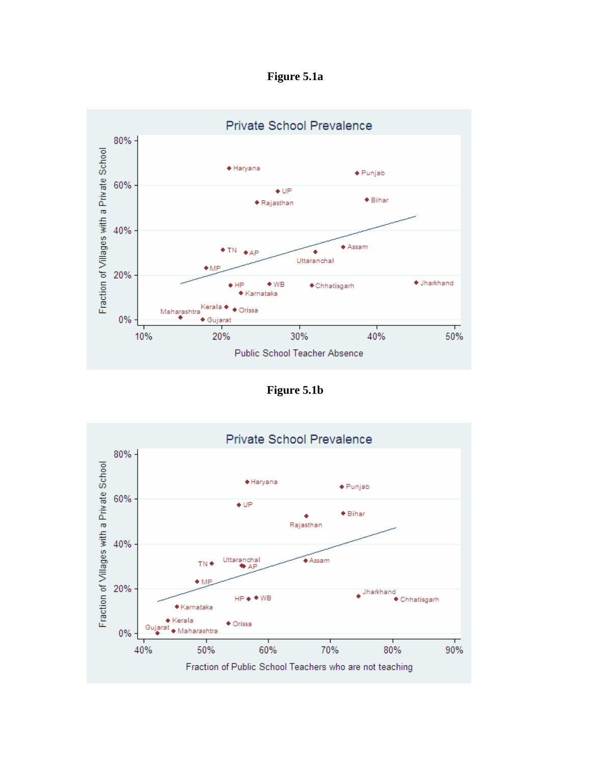**Figure 5.1a**

**Figure 5.1b**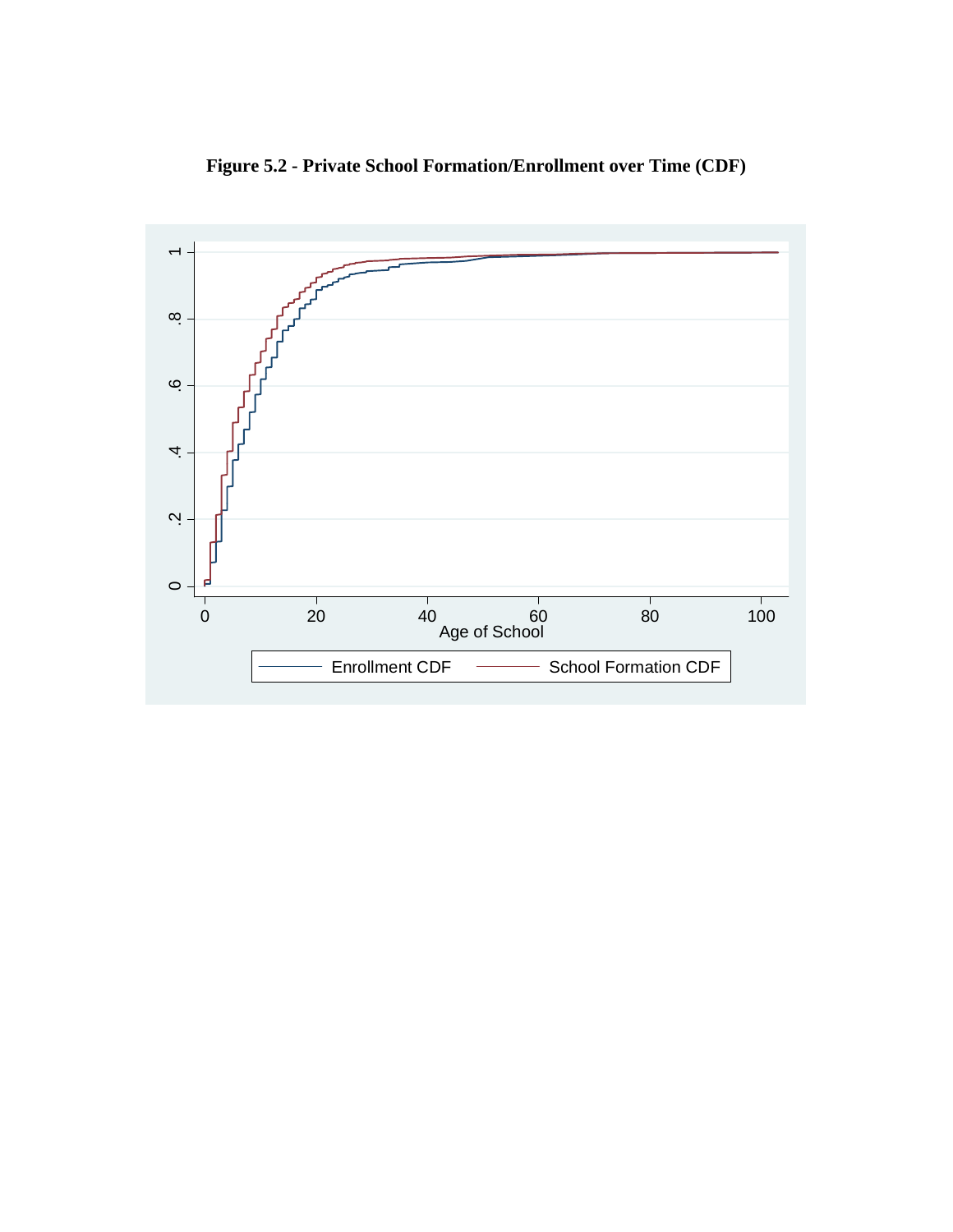**Figure 5.2 - Private School Formation/Enrollment over Time (CDF)**

0
.2
.4
.6
.8
1

0
20
40
60
80
100

Age of School

Enrollment CDF
School Formation CDF